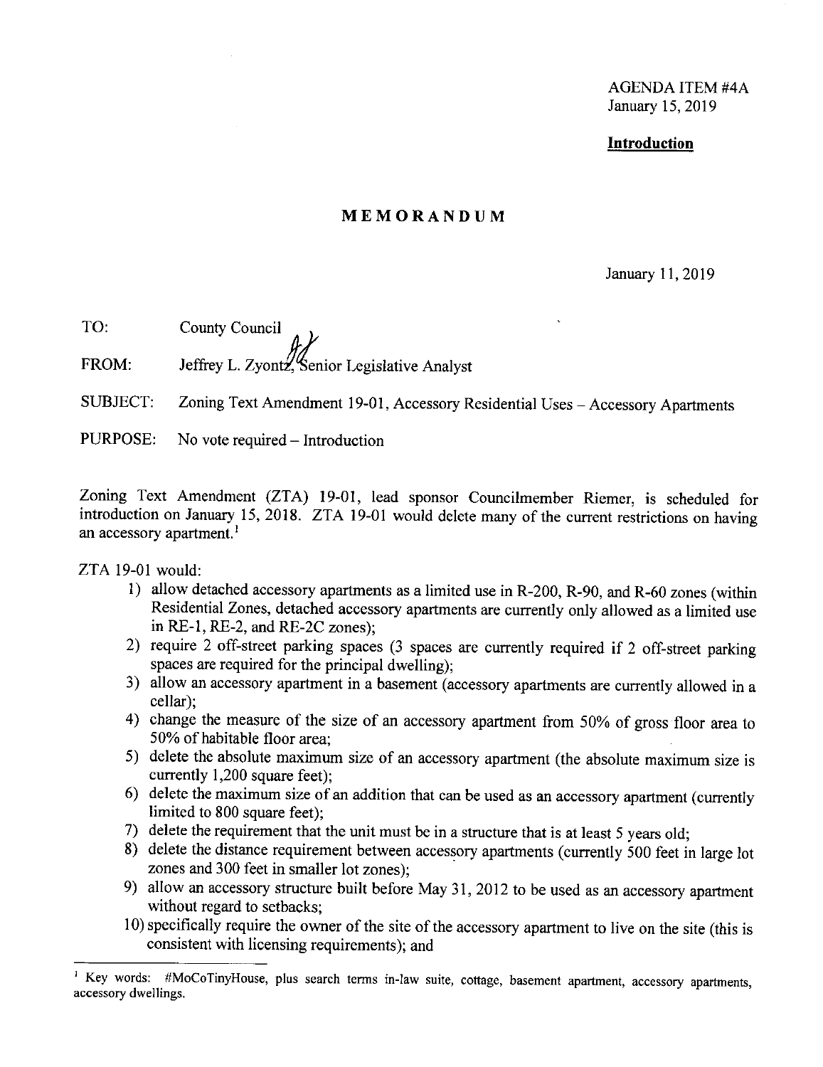AGENDA ITEM #4A
January 15, 2019

**Introduction**

# MEMORANDUM

January 11, 2019

TO: County Council

FROM: Jeffrey L. Zyontz, Senior Legislative Analyst

SUBJECT: Zoning Text Amendment 19-01, Accessory Residential Uses – Accessory Apartments

PURPOSE: No vote required – Introduction

Zoning Text Amendment (ZTA) 19-01, lead sponsor Councilmember Riemer, is scheduled for introduction on January 15, 2018. ZTA 19-01 would delete many of the current restrictions on having an accessory apartment.[1]

ZTA 19-01 would:

1) allow detached accessory apartments as a limited use in R-200, R-90, and R-60 zones (within Residential Zones, detached accessory apartments are currently only allowed as a limited use in RE-1, RE-2, and RE-2C zones);
2) require 2 off-street parking spaces (3 spaces are currently required if 2 off-street parking spaces are required for the principal dwelling);
3) allow an accessory apartment in a basement (accessory apartments are currently allowed in a cellar);
4) change the measure of the size of an accessory apartment from 50% of gross floor area to 50% of habitable floor area;
5) delete the absolute maximum size of an accessory apartment (the absolute maximum size is currently 1,200 square feet);
6) delete the maximum size of an addition that can be used as an accessory apartment (currently limited to 800 square feet);
7) delete the requirement that the unit must be in a structure that is at least 5 years old;
8) delete the distance requirement between accessory apartments (currently 500 feet in large lot zones and 300 feet in smaller lot zones);
9) allow an accessory structure built before May 31, 2012 to be used as an accessory apartment without regard to setbacks;
10) specifically require the owner of the site of the accessory apartment to live on the site (this is consistent with licensing requirements); and

---

[1] Key words: #MoCoTinyHouse, plus search terms in-law suite, cottage, basement apartment, accessory apartments, accessory dwellings.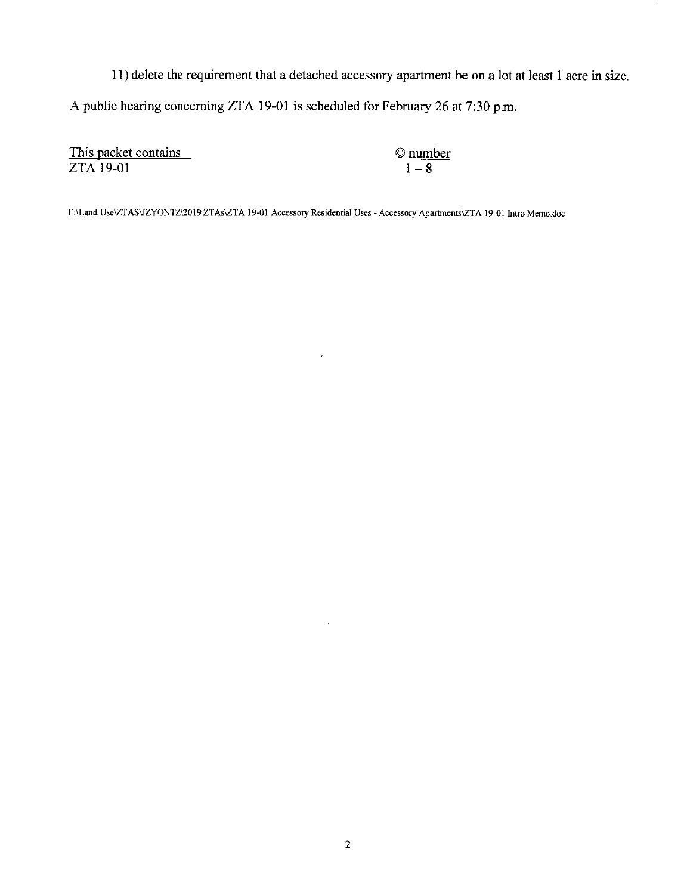11) delete the requirement that a detached accessory apartment be on a lot at least 1 acre in size.

A public hearing concerning ZTA 19-01 is scheduled for February 26 at 7:30 p.m.

| This packet contains | © number |
| --- | --- |
| ZTA 19-01 | 1 – 8 |

F:\Land Use\ZTAS\JZYONTZ\2019 ZTAs\ZTA 19-01 Accessory Residential Uses - Accessory Apartments\ZTA 19-01 Intro Memo.doc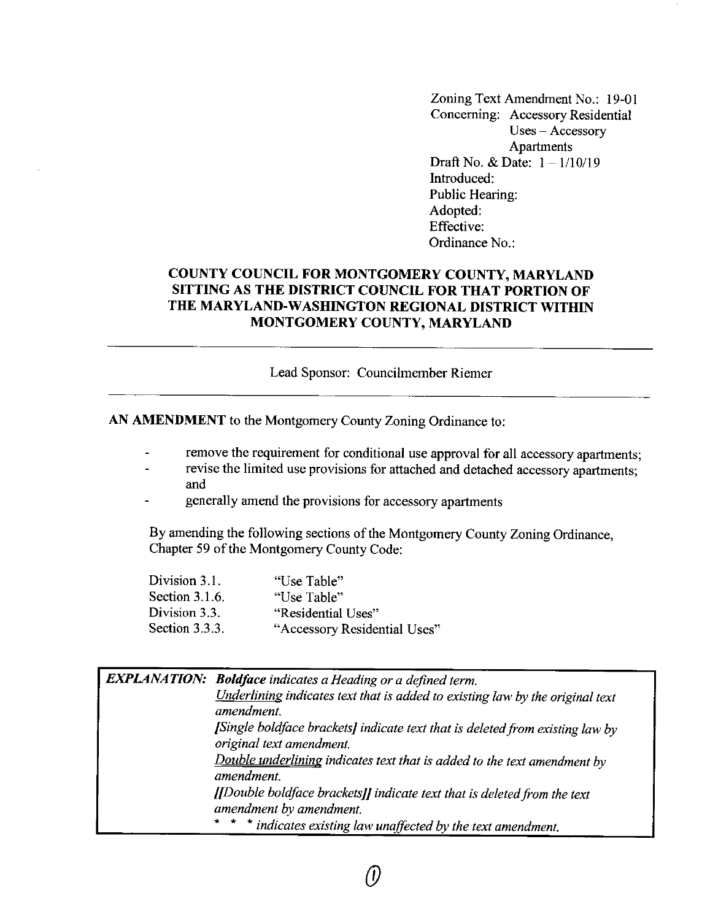Zoning Text Amendment No.: 19-01
Concerning: Accessory Residential Uses – Accessory Apartments
Draft No. & Date: 1 – 1/10/19
Introduced:
Public Hearing:
Adopted:
Effective:
Ordinance No.:

**COUNTY COUNCIL FOR MONTGOMERY COUNTY, MARYLAND SITTING AS THE DISTRICT COUNCIL FOR THAT PORTION OF THE MARYLAND-WASHINGTON REGIONAL DISTRICT WITHIN MONTGOMERY COUNTY, MARYLAND**

---

Lead Sponsor: Councilmember Riemer

---

**AN AMENDMENT** to the Montgomery County Zoning Ordinance to:

- remove the requirement for conditional use approval for all accessory apartments;
- revise the limited use provisions for attached and detached accessory apartments; and
- generally amend the provisions for accessory apartments

By amending the following sections of the Montgomery County Zoning Ordinance, Chapter 59 of the Montgomery County Code:

| | |
|---|---|
| Division 3.1. | "Use Table" |
| Section 3.1.6. | "Use Table" |
| Division 3.3. | "Residential Uses" |
| Section 3.3.3. | "Accessory Residential Uses" |

| | |
|---|---|
| ***EXPLANATION:*** | ***Boldface** indicates a Heading or a defined term.* |
| | *<u>Underlining</u> indicates text that is added to existing law by the original text amendment.* |
| | ***[**Single boldface brackets**]** indicate text that is deleted from existing law by original text amendment.* |
| | *<u>Double underlining</u> indicates text that is added to the text amendment by amendment.* |
| | ***[[**Double boldface brackets**]]** indicate text that is deleted from the text amendment by amendment.* |
| | \* \* \* *indicates existing law unaffected by the text amendment.* |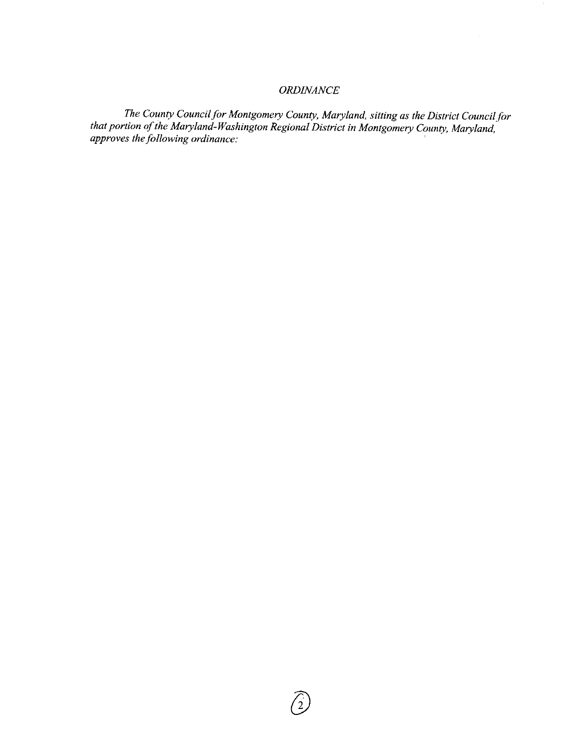*ORDINANCE*

*The County Council for Montgomery County, Maryland, sitting as the District Council for that portion of the Maryland-Washington Regional District in Montgomery County, Maryland, approves the following ordinance:*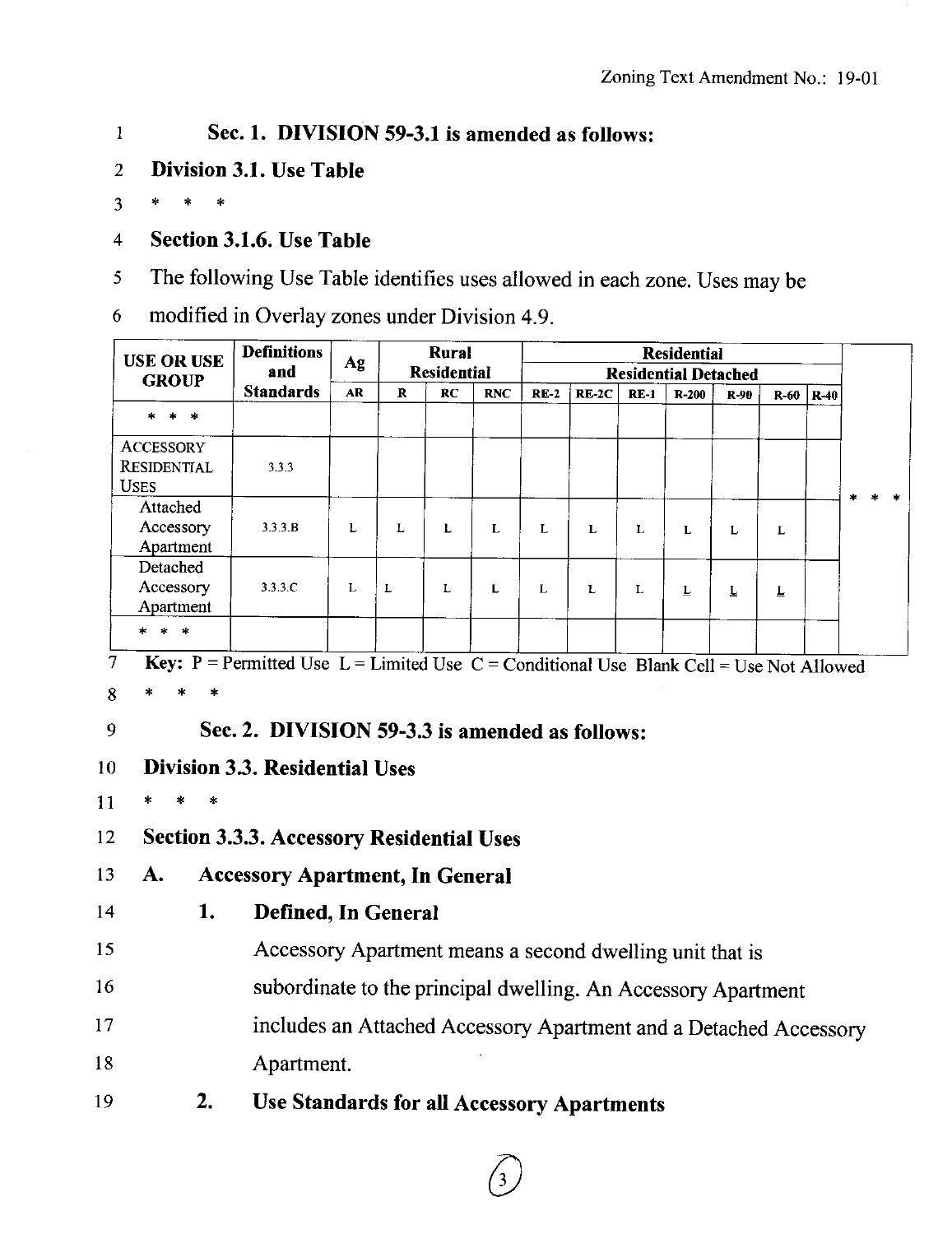Zoning Text Amendment No.: 19-01

**Sec. 1. DIVISION 59-3.1 is amended as follows:**

## Division 3.1. Use Table

\* \* \*

### Section 3.1.6. Use Table

The following Use Table identifies uses allowed in each zone. Uses may be modified in Overlay zones under Division 4.9.

| USE OR USE GROUP | Definitions and Standards | Ag | Rural Residential | | | Residential | | | | | | | |
|---|---|---|---|---|---|---|---|---|---|---|---|---|---|
| | | | | | | Residential Detached | | | | | | | |
| | | AR | R | RC | RNC | RE-2 | RE-2C | RE-1 | R-200 | R-90 | R-60 | R-40 | |
| * * * | | | | | | | | | | | | | * * * |
| ACCESSORY RESIDENTIAL USES | 3.3.3 | | | | | | | | | | | | |
| Attached Accessory Apartment | 3.3.3.B | L | L | L | L | L | L | L | L | L | L | | |
| Detached Accessory Apartment | 3.3.3.C | L | L | L | L | L | L | L | L | L | L | | |
| * * * | | | | | | | | | | | | | |

**Key:** P = Permitted Use L = Limited Use C = Conditional Use Blank Cell = Use Not Allowed

\* \* \*

**Sec. 2. DIVISION 59-3.3 is amended as follows:**

## Division 3.3. Residential Uses

\* \* \*

### Section 3.3.3. Accessory Residential Uses

**A. Accessory Apartment, In General**

**1. Defined, In General**

Accessory Apartment means a second dwelling unit that is subordinate to the principal dwelling. An Accessory Apartment includes an Attached Accessory Apartment and a Detached Accessory Apartment.

**2. Use Standards for all Accessory Apartments**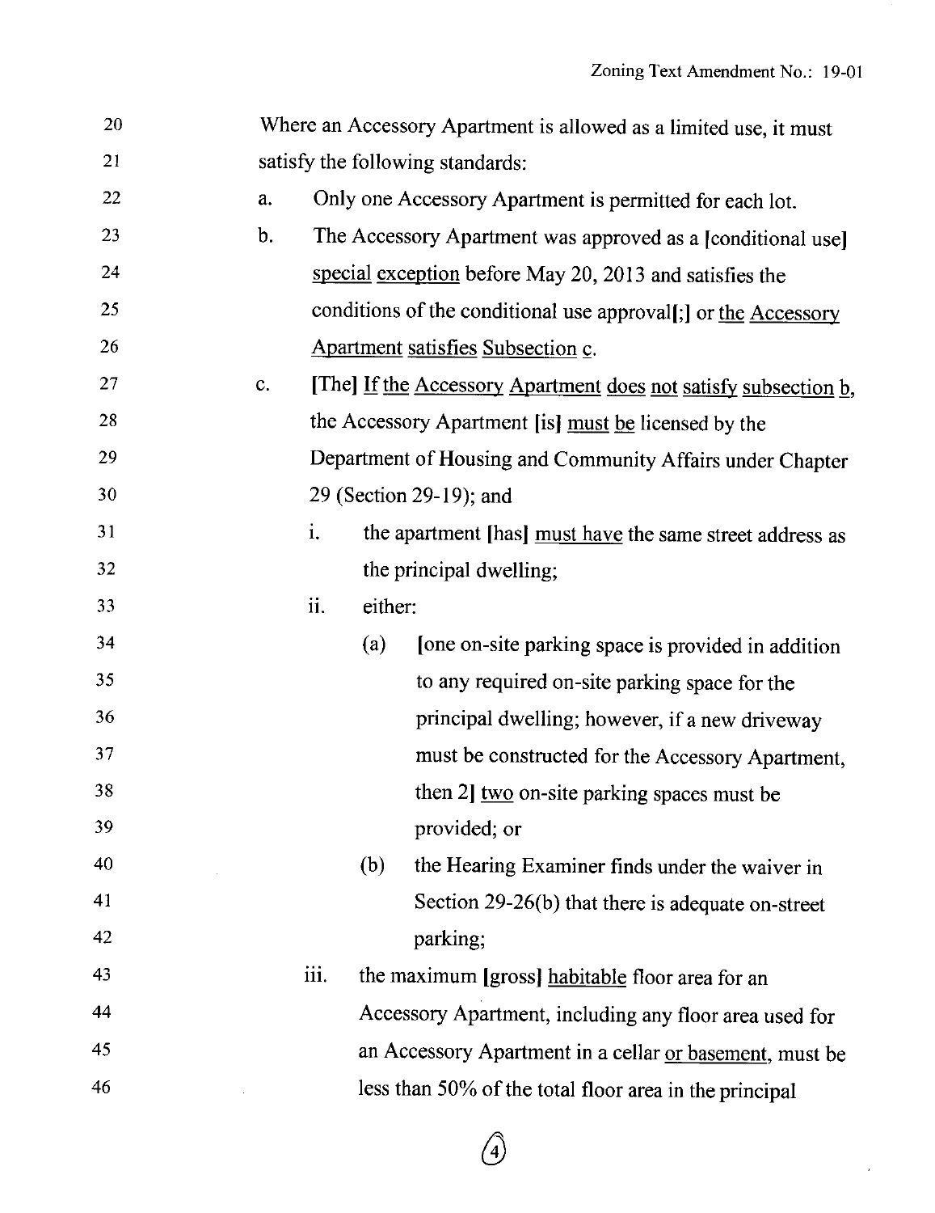Where an Accessory Apartment is allowed as a limited use, it must satisfy the following standards:

a. Only one Accessory Apartment is permitted for each lot.

b. The Accessory Apartment was approved as a [conditional use] <u>special exception</u> before May 20, 2013 and satisfies the conditions of the conditional use approval[;] or <u>the Accessory Apartment satisfies Subsection c.</u>

c. [The] <u>If the Accessory Apartment does not satisfy subsection b,</u> the Accessory Apartment [is] <u>must be</u> licensed by the Department of Housing and Community Affairs under Chapter 29 (Section 29-19); and

   i. the apartment [has] <u>must have</u> the same street address as the principal dwelling;

   ii. either:

      (a) [one on-site parking space is provided in addition to any required on-site parking space for the principal dwelling; however, if a new driveway must be constructed for the Accessory Apartment, then 2] <u>two</u> on-site parking spaces must be provided; or

      (b) the Hearing Examiner finds under the waiver in Section 29-26(b) that there is adequate on-street parking;

   iii. the maximum [gross] <u>habitable</u> floor area for an Accessory Apartment, including any floor area used for an Accessory Apartment in a cellar <u>or basement</u>, must be less than 50% of the total floor area in the principal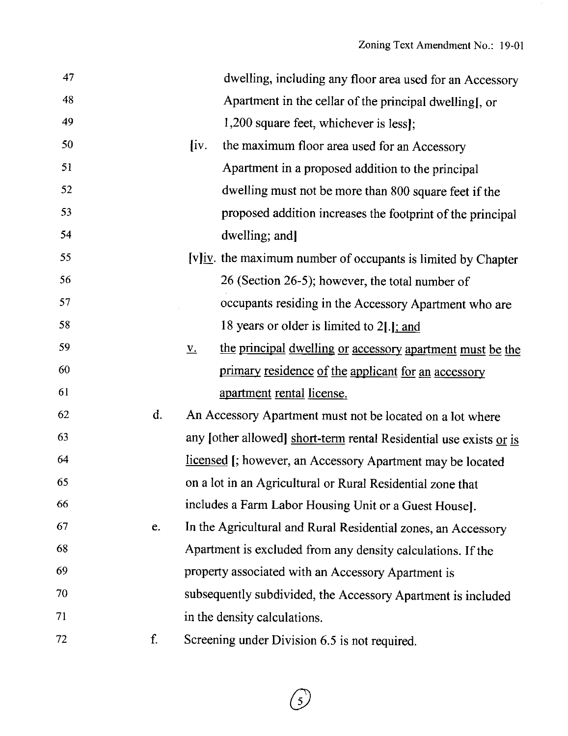dwelling, including any floor area used for an Accessory Apartment in the cellar of the principal dwelling[, or 1,200 square feet, whichever is less];

[iv. the maximum floor area used for an Accessory Apartment in a proposed addition to the principal dwelling must not be more than 800 square feet if the proposed addition increases the footprint of the principal dwelling; and]

[v]<u>iv</u>. the maximum number of occupants is limited by Chapter 26 (Section 26-5); however, the total number of occupants residing in the Accessory Apartment who are 18 years or older is limited to 2[.]<u>; and</u>

<u>v.</u> <u>the principal dwelling or accessory apartment must be the primary residence of the applicant for an accessory apartment rental license.</u>

d. An Accessory Apartment must not be located on a lot where any [other allowed] <u>short-term</u> rental Residential use exists <u>or is licensed</u> [; however, an Accessory Apartment may be located on a lot in an Agricultural or Rural Residential zone that includes a Farm Labor Housing Unit or a Guest House].

e. In the Agricultural and Rural Residential zones, an Accessory Apartment is excluded from any density calculations. If the property associated with an Accessory Apartment is subsequently subdivided, the Accessory Apartment is included in the density calculations.

f. Screening under Division 6.5 is not required.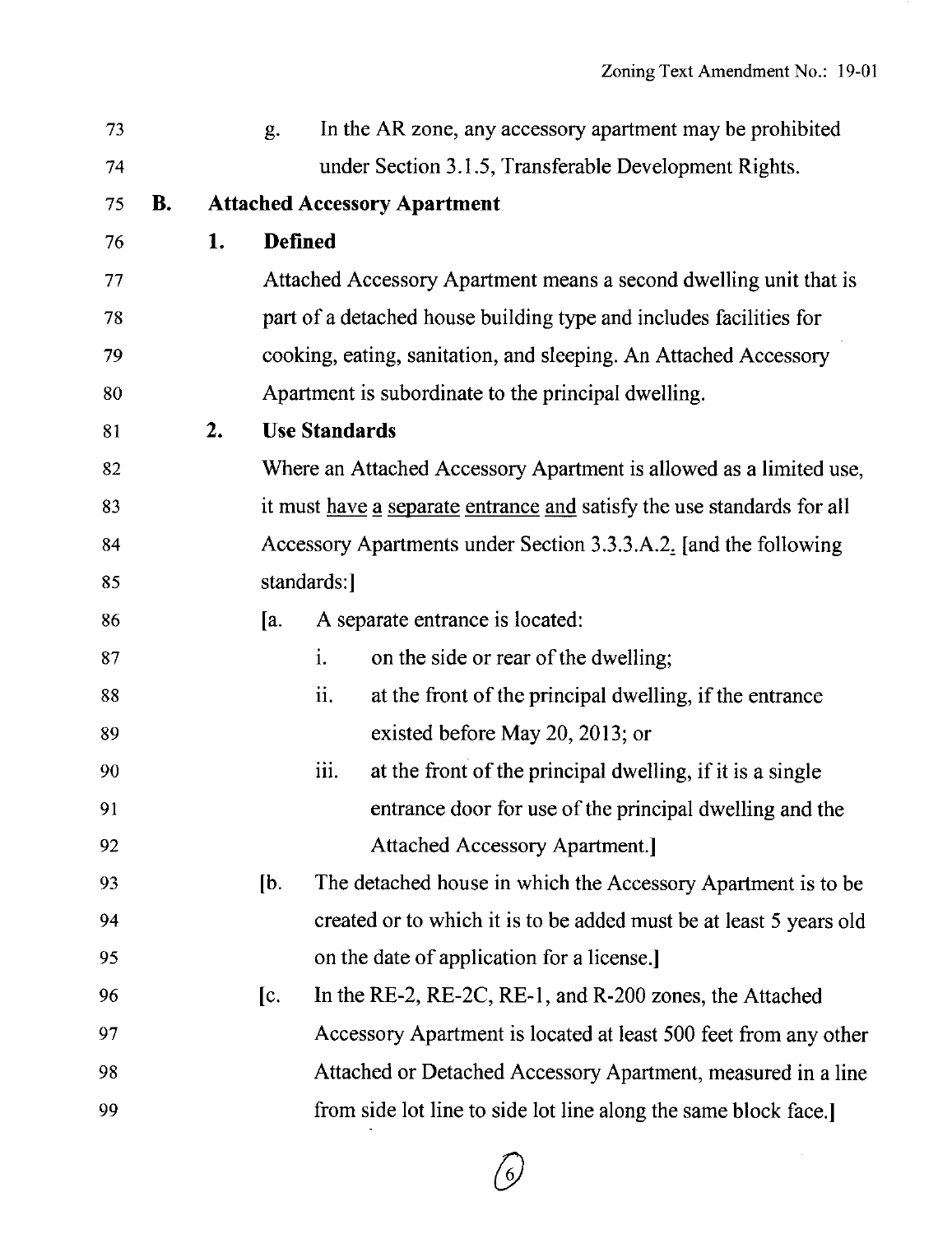g. In the AR zone, any accessory apartment may be prohibited under Section 3.1.5, Transferable Development Rights.

**B. Attached Accessory Apartment**

**1. Defined**

Attached Accessory Apartment means a second dwelling unit that is part of a detached house building type and includes facilities for cooking, eating, sanitation, and sleeping. An Attached Accessory Apartment is subordinate to the principal dwelling.

**2. Use Standards**

Where an Attached Accessory Apartment is allowed as a limited use, it must <u>have a separate entrance and</u> satisfy the use standards for all Accessory Apartments under Section 3.3.3.A.2<u>.</u> [and the following standards:]

[a. A separate entrance is located:

i. on the side or rear of the dwelling;

ii. at the front of the principal dwelling, if the entrance existed before May 20, 2013; or

iii. at the front of the principal dwelling, if it is a single entrance door for use of the principal dwelling and the Attached Accessory Apartment.]

[b. The detached house in which the Accessory Apartment is to be created or to which it is to be added must be at least 5 years old on the date of application for a license.]

[c. In the RE-2, RE-2C, RE-1, and R-200 zones, the Attached Accessory Apartment is located at least 500 feet from any other Attached or Detached Accessory Apartment, measured in a line from side lot line to side lot line along the same block face.]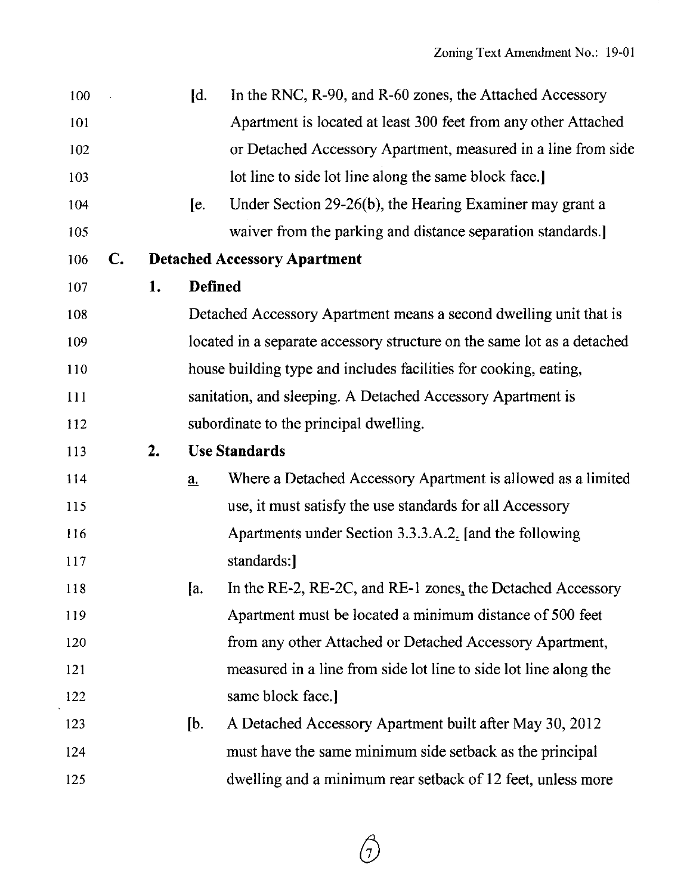[d. In the RNC, R-90, and R-60 zones, the Attached Accessory Apartment is located at least 300 feet from any other Attached or Detached Accessory Apartment, measured in a line from side lot line to side lot line along the same block face.]

[e. Under Section 29-26(b), the Hearing Examiner may grant a waiver from the parking and distance separation standards.]

**C. Detached Accessory Apartment**

**1. Defined**

Detached Accessory Apartment means a second dwelling unit that is located in a separate accessory structure on the same lot as a detached house building type and includes facilities for cooking, eating, sanitation, and sleeping. A Detached Accessory Apartment is subordinate to the principal dwelling.

**2. Use Standards**

a. Where a Detached Accessory Apartment is allowed as a limited use, it must satisfy the use standards for all Accessory Apartments under Section 3.3.3.A.2. [and the following standards:]

[a. In the RE-2, RE-2C, and RE-1 zones, the Detached Accessory Apartment must be located a minimum distance of 500 feet from any other Attached or Detached Accessory Apartment, measured in a line from side lot line to side lot line along the same block face.]

[b. A Detached Accessory Apartment built after May 30, 2012 must have the same minimum side setback as the principal dwelling and a minimum rear setback of 12 feet, unless more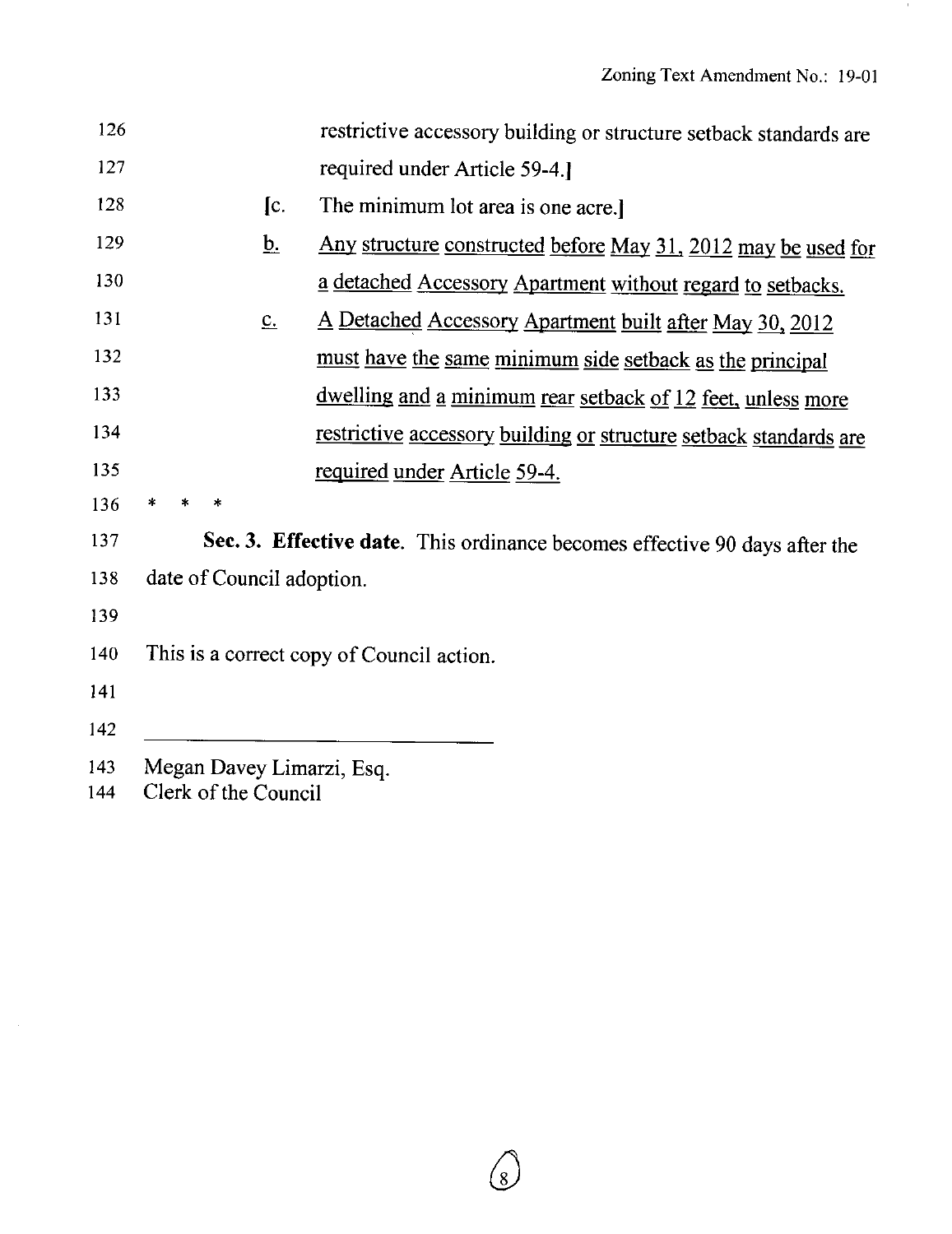restrictive accessory building or structure setback standards are required under Article 59-4.]

[c. The minimum lot area is one acre.]

b. Any structure constructed before May 31, 2012 may be used for a detached Accessory Apartment without regard to setbacks.

c. A Detached Accessory Apartment built after May 30, 2012 must have the same minimum side setback as the principal dwelling and a minimum rear setback of 12 feet, unless more restrictive accessory building or structure setback standards are required under Article 59-4.

\* \* \*

**Sec. 3. Effective date.** This ordinance becomes effective 90 days after the date of Council adoption.

This is a correct copy of Council action.

\_\_\_\_\_\_\_\_\_\_\_\_\_\_\_\_\_\_\_\_\_\_\_\_\_\_\_\_\_\_

Megan Davey Limarzi, Esq.
Clerk of the Council